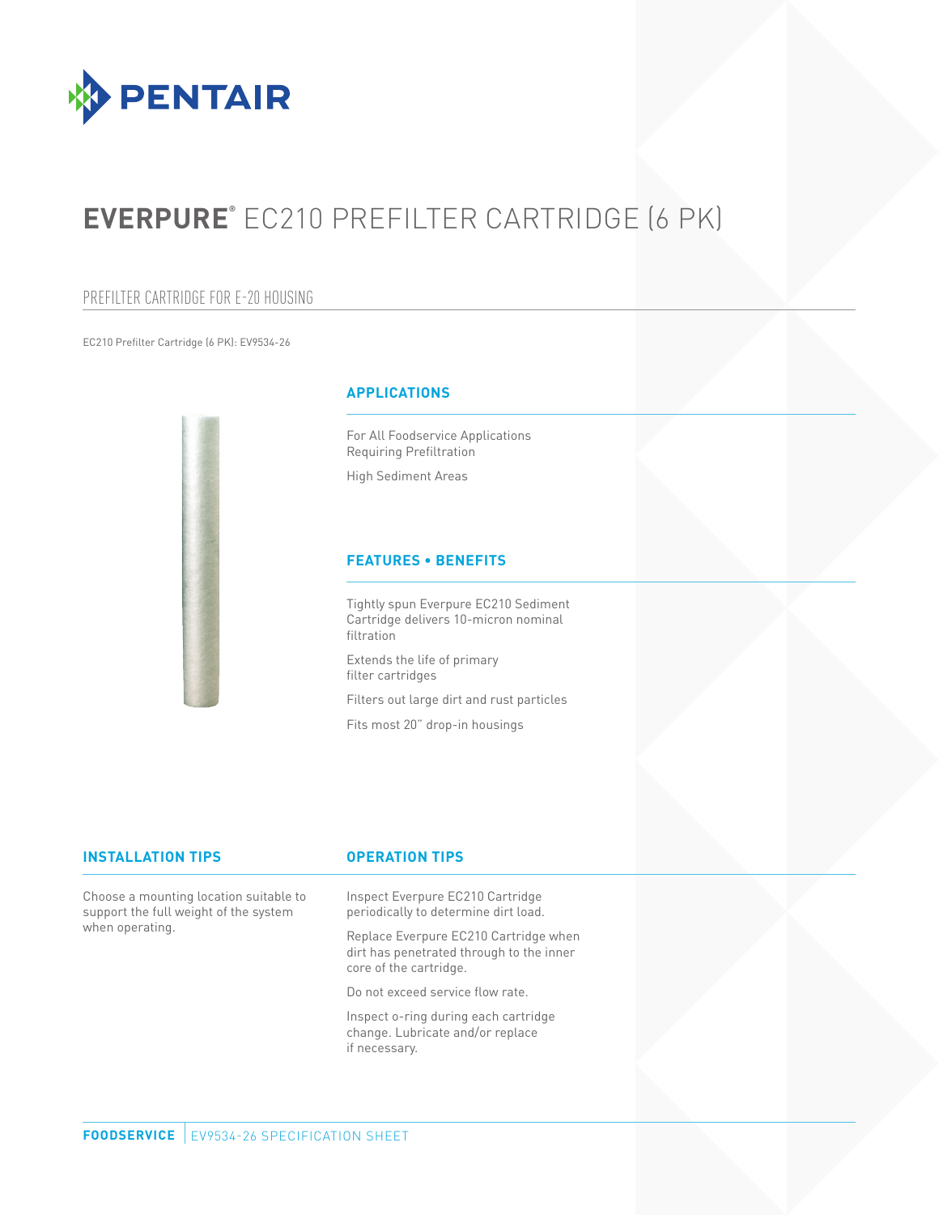PENTAIR

# EVERPURE® EC210 PREFILTER CARTRIDGE (6 PK)

## PREFILTER CARTRIDGE FOR E-20 HOUSING

EC210 Prefilter Cartridge (6 PK): EV9534-26

### APPLICATIONS

For All Foodservice Applications Requiring Prefiltration

High Sediment Areas

### FEATURES • BENEFITS

Tightly spun Everpure EC210 Sediment Cartridge delivers 10-micron nominal filtration

Extends the life of primary filter cartridges

Filters out large dirt and rust particles

Fits most 20" drop-in housings

### INSTALLATION TIPS

Choose a mounting location suitable to support the full weight of the system when operating.

### OPERATION TIPS

Inspect Everpure EC210 Cartridge periodically to determine dirt load.

Replace Everpure EC210 Cartridge when dirt has penetrated through to the inner core of the cartridge.

Do not exceed service flow rate.

Inspect o-ring during each cartridge change. Lubricate and/or replace if necessary.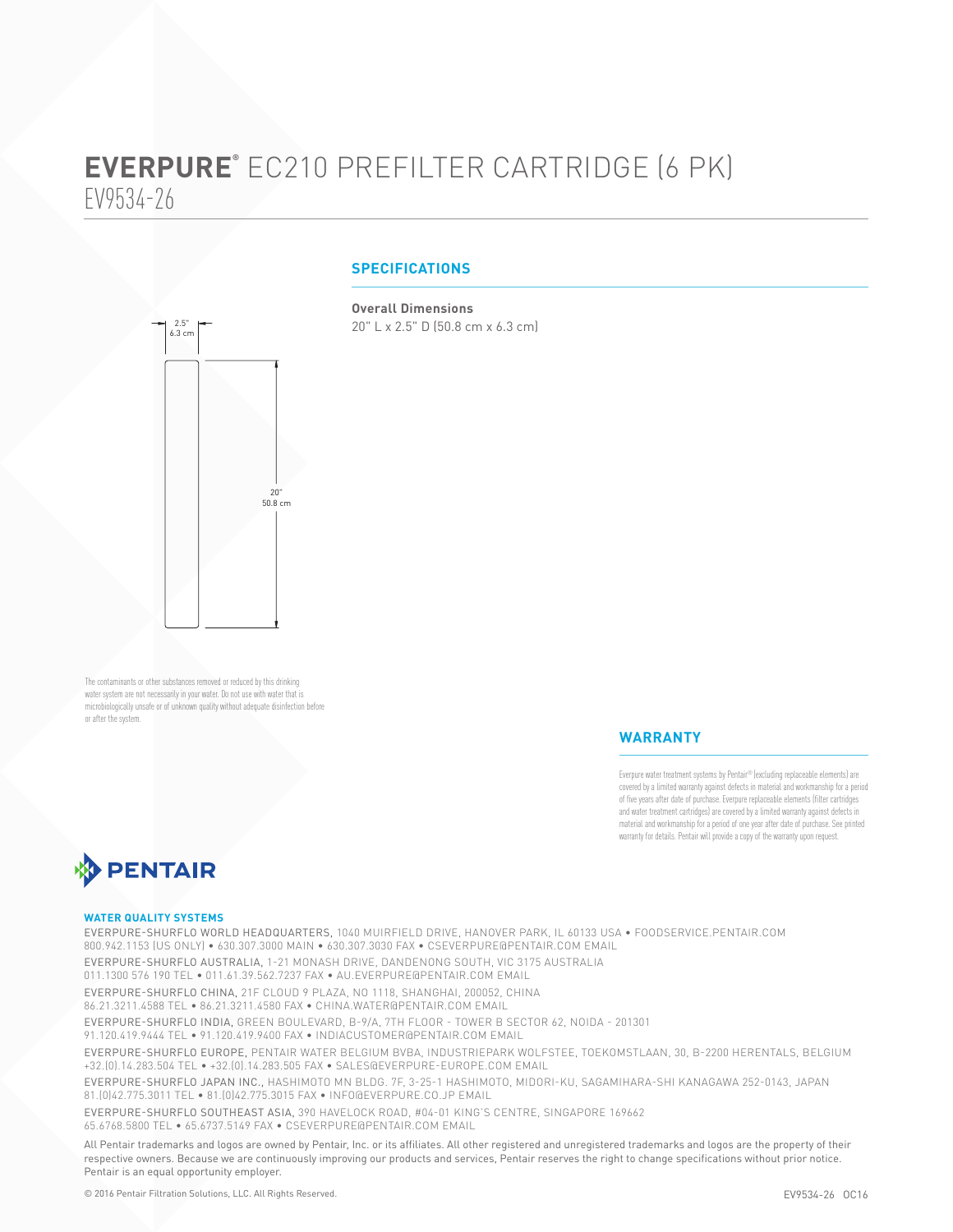# **EVERPURE**® EC210 PREFILTER CARTRIDGE (6 PK)

EV9534-26

2.5"
6.3 cm

20"
50.8 cm

## SPECIFICATIONS

**Overall Dimensions**

20" L x 2.5" D (50.8 cm x 6.3 cm)

The contaminants or other substances removed or reduced by this drinking water system are not necessarily in your water. Do not use with water that is microbiologically unsafe or of unknown quality without adequate disinfection before or after the system.

## WARRANTY

Everpure water treatment systems by Pentair® (excluding replaceable elements) are covered by a limited warranty against defects in material and workmanship for a period of five years after date of purchase. Everpure replaceable elements (filter cartridges and water treatment cartridges) are covered by a limited warranty against defects in material and workmanship for a period of one year after date of purchase. See printed warranty for details. Pentair will provide a copy of the warranty upon request.

PENTAIR

**WATER QUALITY SYSTEMS**

EVERPURE-SHURFLO WORLD HEADQUARTERS, 1040 MUIRFIELD DRIVE, HANOVER PARK, IL 60133 USA • FOODSERVICE.PENTAIR.COM
800.942.1153 (US ONLY) • 630.307.3000 MAIN • 630.307.3030 FAX • CSEVERPURE@PENTAIR.COM EMAIL

EVERPURE-SHURFLO AUSTRALIA, 1-21 MONASH DRIVE, DANDENONG SOUTH, VIC 3175 AUSTRALIA
011.1300 576 190 TEL • 011.61.39.562.7237 FAX • AU.EVERPURE@PENTAIR.COM EMAIL

EVERPURE-SHURFLO CHINA, 21F CLOUD 9 PLAZA, NO 1118, SHANGHAI, 200052, CHINA
86.21.3211.4588 TEL • 86.21.3211.4580 FAX • CHINA.WATER@PENTAIR.COM EMAIL

EVERPURE-SHURFLO INDIA, GREEN BOULEVARD, B-9/A, 7TH FLOOR - TOWER B SECTOR 62, NOIDA - 201301
91.120.419.9444 TEL • 91.120.419.9400 FAX • INDIACUSTOMER@PENTAIR.COM EMAIL

EVERPURE-SHURFLO EUROPE, PENTAIR WATER BELGIUM BVBA, INDUSTRIEPARK WOLFSTEE, TOEKOMSTLAAN, 30, B-2200 HERENTALS, BELGIUM
+32.(0).14.283.504 TEL • +32.(0).14.283.505 FAX • SALES@EVERPURE-EUROPE.COM EMAIL

EVERPURE-SHURFLO JAPAN INC., HASHIMOTO MN BLDG. 7F, 3-25-1 HASHIMOTO, MIDORI-KU, SAGAMIHARA-SHI KANAGAWA 252-0143, JAPAN
81.(0)42.775.3011 TEL • 81.(0)42.775.3015 FAX • INFO@EVERPURE.CO.JP EMAIL

EVERPURE-SHURFLO SOUTHEAST ASIA, 390 HAVELOCK ROAD, #04-01 KING'S CENTRE, SINGAPORE 169662
65.6768.5800 TEL • 65.6737.5149 FAX • CSEVERPURE@PENTAIR.COM EMAIL

All Pentair trademarks and logos are owned by Pentair, Inc. or its affiliates. All other registered and unregistered trademarks and logos are the property of their respective owners. Because we are continuously improving our products and services, Pentair reserves the right to change specifications without prior notice. Pentair is an equal opportunity employer.

© 2016 Pentair Filtration Solutions, LLC. All Rights Reserved.

EV9534-26 OC16